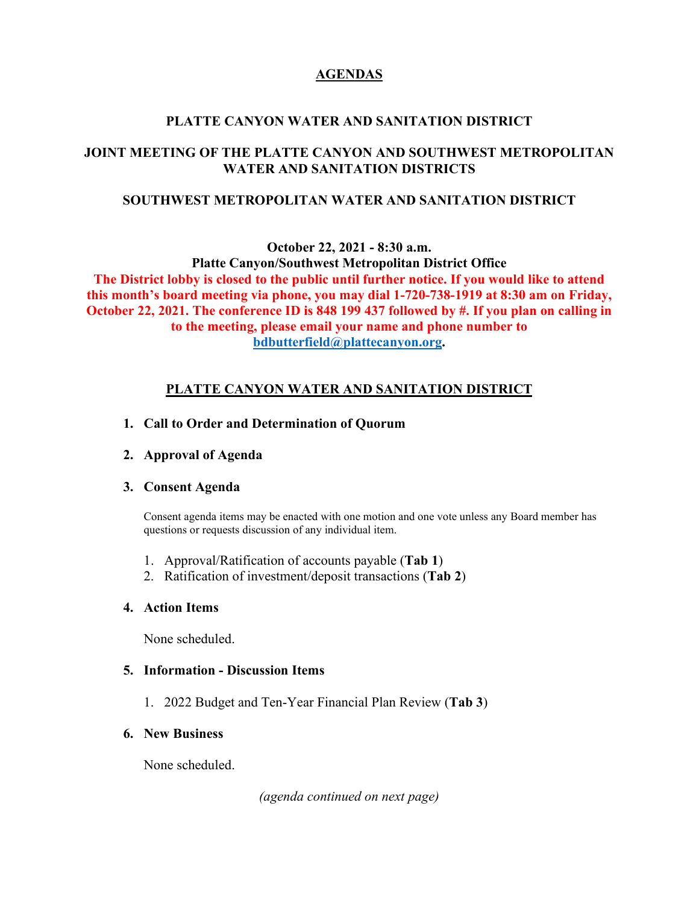# AGENDAS

## PLATTE CANYON WATER AND SANITATION DISTRICT

## JOINT MEETING OF THE PLATTE CANYON AND SOUTHWEST METROPOLITAN WATER AND SANITATION DISTRICTS

## SOUTHWEST METROPOLITAN WATER AND SANITATION DISTRICT

**October 22, 2021 - 8:30 a.m.**
**Platte Canyon/Southwest Metropolitan District Office**
**The District lobby is closed to the public until further notice. If you would like to attend this month's board meeting via phone, you may dial 1-720-738-1919 at 8:30 am on Friday, October 22, 2021. The conference ID is 848 199 437 followed by #. If you plan on calling in to the meeting, please email your name and phone number to bdbutterfield@plattecanyon.org.**

## PLATTE CANYON WATER AND SANITATION DISTRICT

1. **Call to Order and Determination of Quorum**

2. **Approval of Agenda**

3. **Consent Agenda**

   Consent agenda items may be enacted with one motion and one vote unless any Board member has questions or requests discussion of any individual item.

   1. Approval/Ratification of accounts payable (**Tab 1**)
   2. Ratification of investment/deposit transactions (**Tab 2**)

4. **Action Items**

   None scheduled.

5. **Information - Discussion Items**

   1. 2022 Budget and Ten-Year Financial Plan Review (**Tab 3**)

6. **New Business**

   None scheduled.

*(agenda continued on next page)*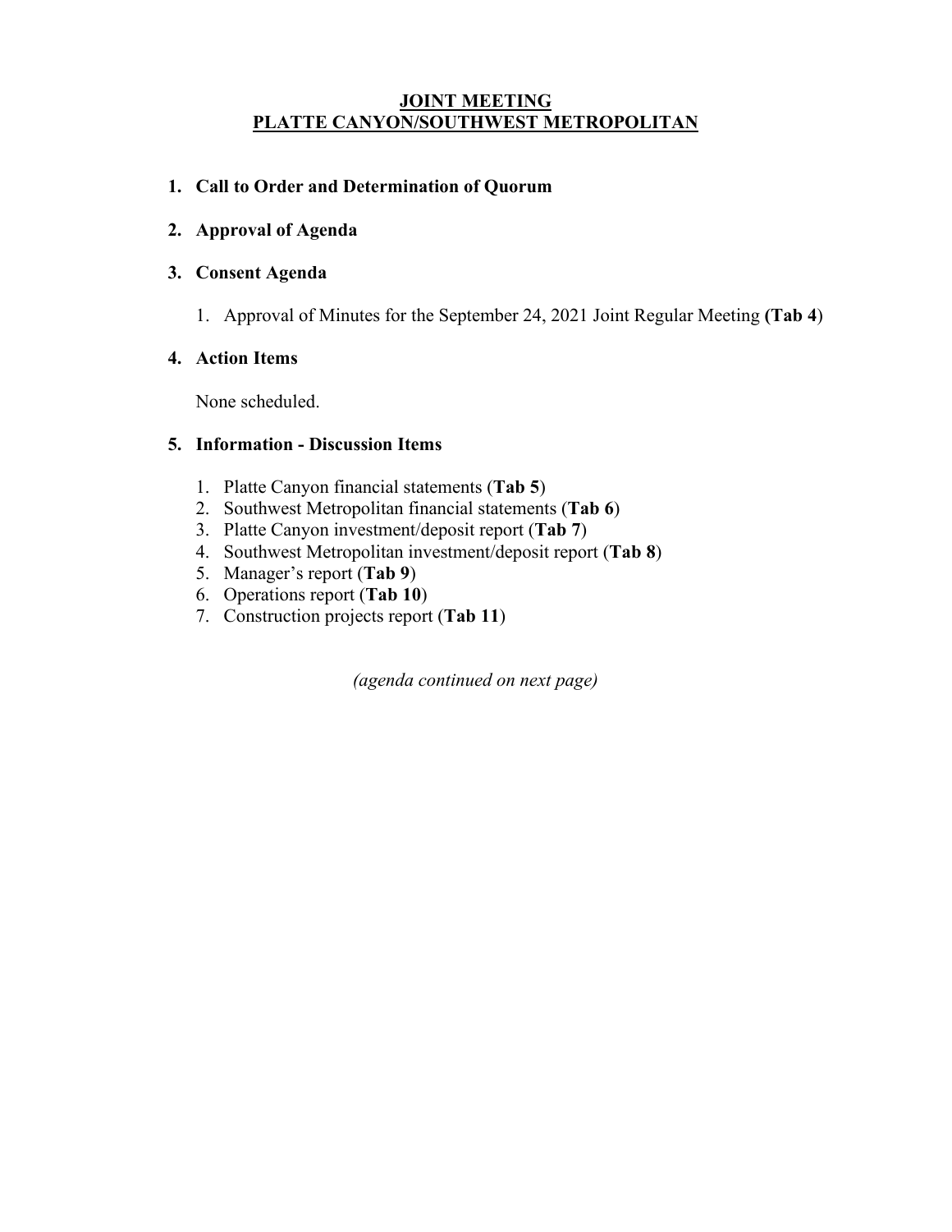**JOINT MEETING**
**PLATTE CANYON/SOUTHWEST METROPOLITAN**

1. **Call to Order and Determination of Quorum**

2. **Approval of Agenda**

3. **Consent Agenda**

   1. Approval of Minutes for the September 24, 2021 Joint Regular Meeting **(Tab 4)**

4. **Action Items**

   None scheduled.

5. **Information - Discussion Items**

   1. Platte Canyon financial statements (**Tab 5**)
   2. Southwest Metropolitan financial statements (**Tab 6**)
   3. Platte Canyon investment/deposit report (**Tab 7**)
   4. Southwest Metropolitan investment/deposit report (**Tab 8**)
   5. Manager's report (**Tab 9**)
   6. Operations report (**Tab 10**)
   7. Construction projects report (**Tab 11**)

*(agenda continued on next page)*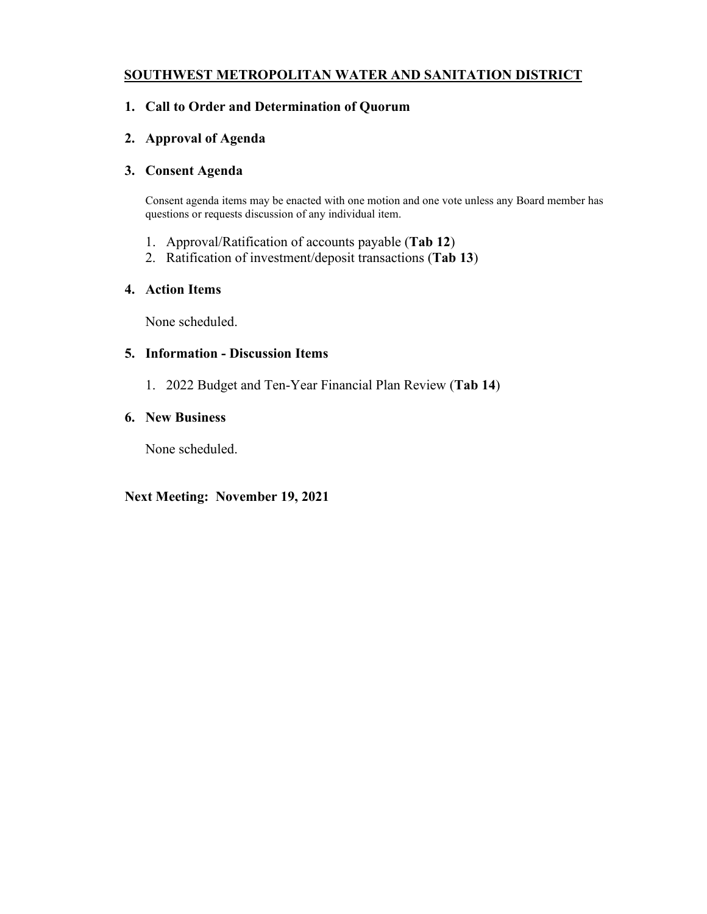## SOUTHWEST METROPOLITAN WATER AND SANITATION DISTRICT

### 1. Call to Order and Determination of Quorum

### 2. Approval of Agenda

### 3. Consent Agenda

Consent agenda items may be enacted with one motion and one vote unless any Board member has questions or requests discussion of any individual item.

1. Approval/Ratification of accounts payable (**Tab 12**)
2. Ratification of investment/deposit transactions (**Tab 13**)

### 4. Action Items

None scheduled.

### 5. Information - Discussion Items

1. 2022 Budget and Ten-Year Financial Plan Review (**Tab 14**)

### 6. New Business

None scheduled.

**Next Meeting: November 19, 2021**